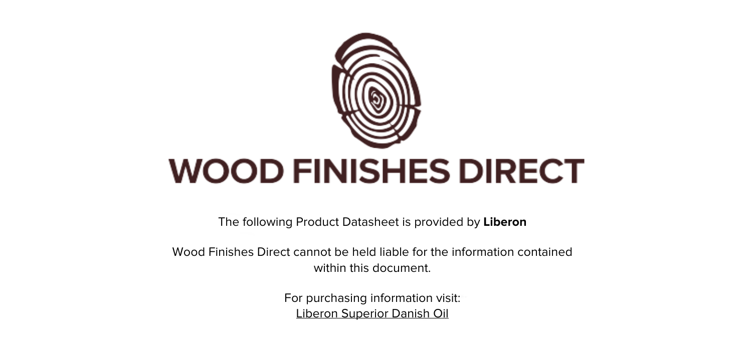# WOOD FINISHES DIRECT

The following Product Datasheet is provided by **Liberon**

Wood Finishes Direct cannot be held liable for the information contained within this document.

For purchasing information visit:
Liberon Superior Danish Oil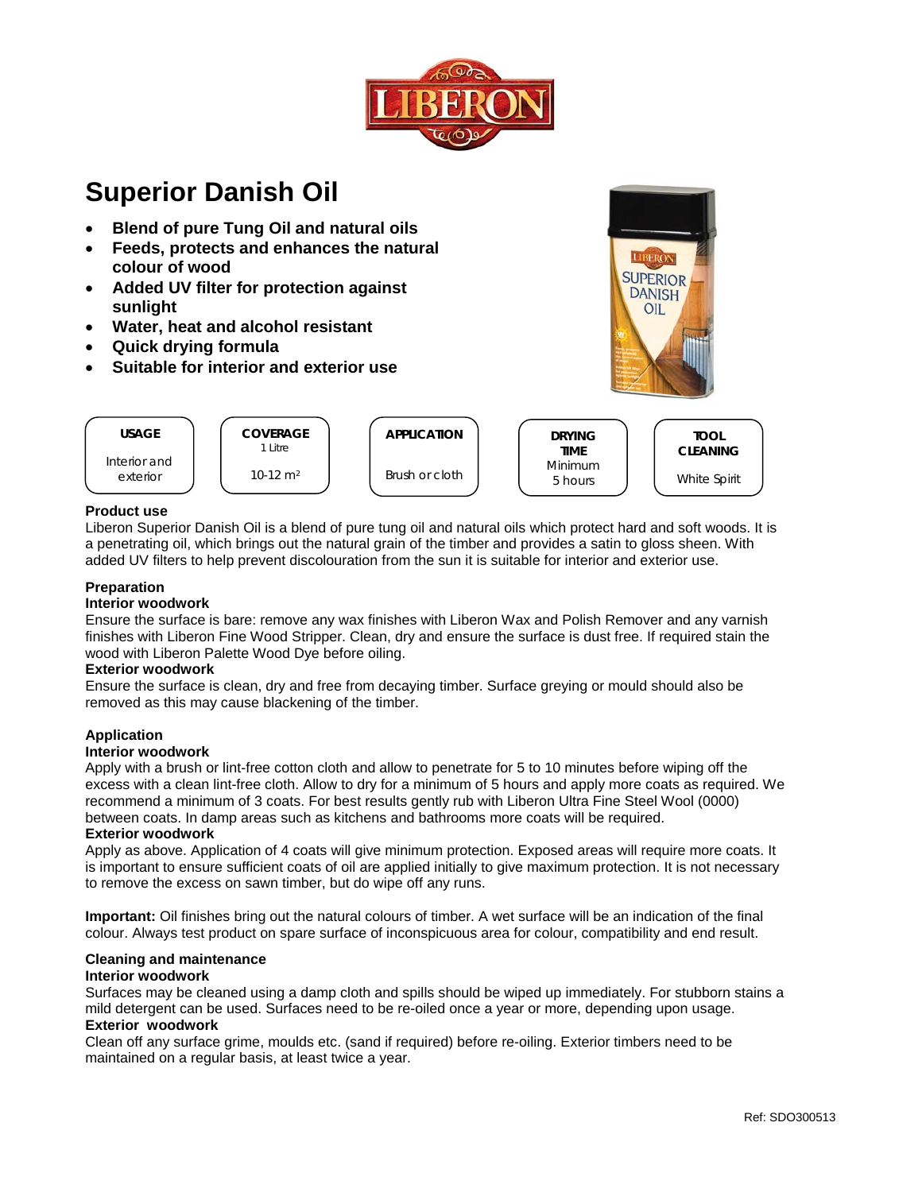# Superior Danish Oil

- **Blend of pure Tung Oil and natural oils**
- **Feeds, protects and enhances the natural colour of wood**
- **Added UV filter for protection against sunlight**
- **Water, heat and alcohol resistant**
- **Quick drying formula**
- **Suitable for interior and exterior use**

| USAGE | COVERAGE | APPLICATION | DRYING TIME | TOOL CLEANING |
|---|---|---|---|---|
| Interior and exterior | 1 Litre 10-12 m² | Brush or cloth | Minimum 5 hours | White Spirit |

**Product use**

Liberon Superior Danish Oil is a blend of pure tung oil and natural oils which protect hard and soft woods. It is a penetrating oil, which brings out the natural grain of the timber and provides a satin to gloss sheen. With added UV filters to help prevent discolouration from the sun it is suitable for interior and exterior use.

**Preparation**

**Interior woodwork**

Ensure the surface is bare: remove any wax finishes with Liberon Wax and Polish Remover and any varnish finishes with Liberon Fine Wood Stripper. Clean, dry and ensure the surface is dust free. If required stain the wood with Liberon Palette Wood Dye before oiling.

**Exterior woodwork**

Ensure the surface is clean, dry and free from decaying timber. Surface greying or mould should also be removed as this may cause blackening of the timber.

**Application**

**Interior woodwork**

Apply with a brush or lint-free cotton cloth and allow to penetrate for 5 to 10 minutes before wiping off the excess with a clean lint-free cloth. Allow to dry for a minimum of 5 hours and apply more coats as required. We recommend a minimum of 3 coats. For best results gently rub with Liberon Ultra Fine Steel Wool (0000) between coats. In damp areas such as kitchens and bathrooms more coats will be required.

**Exterior woodwork**

Apply as above. Application of 4 coats will give minimum protection. Exposed areas will require more coats. It is important to ensure sufficient coats of oil are applied initially to give maximum protection. It is not necessary to remove the excess on sawn timber, but do wipe off any runs.

**Important:** Oil finishes bring out the natural colours of timber. A wet surface will be an indication of the final colour. Always test product on spare surface of inconspicuous area for colour, compatibility and end result.

**Cleaning and maintenance**

**Interior woodwork**

Surfaces may be cleaned using a damp cloth and spills should be wiped up immediately. For stubborn stains a mild detergent can be used. Surfaces need to be re-oiled once a year or more, depending upon usage.

**Exterior woodwork**

Clean off any surface grime, moulds etc. (sand if required) before re-oiling. Exterior timbers need to be maintained on a regular basis, at least twice a year.

Ref: SDO300513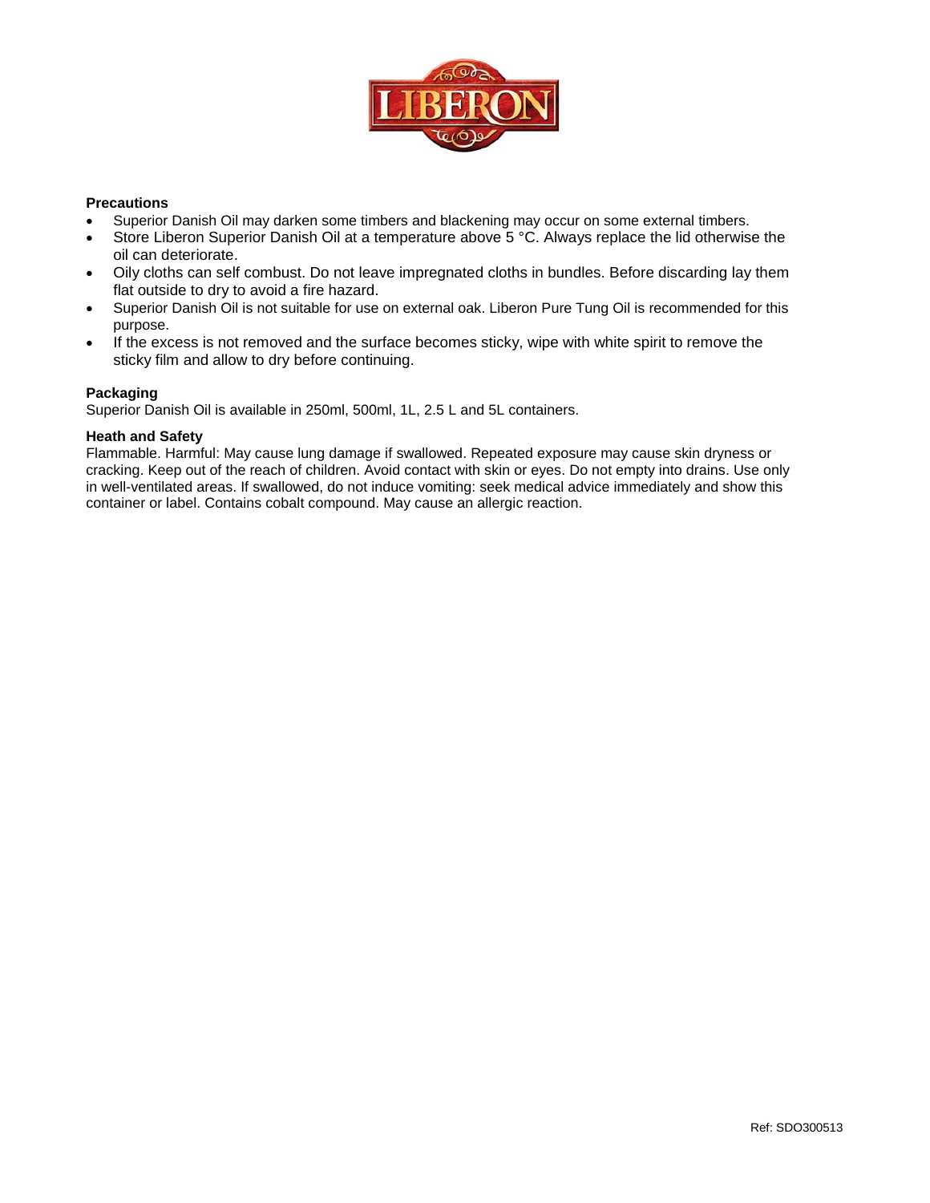**Precautions**

- Superior Danish Oil may darken some timbers and blackening may occur on some external timbers.
- Store Liberon Superior Danish Oil at a temperature above 5 °C. Always replace the lid otherwise the oil can deteriorate.
- Oily cloths can self combust. Do not leave impregnated cloths in bundles. Before discarding lay them flat outside to dry to avoid a fire hazard.
- Superior Danish Oil is not suitable for use on external oak. Liberon Pure Tung Oil is recommended for this purpose.
- If the excess is not removed and the surface becomes sticky, wipe with white spirit to remove the sticky film and allow to dry before continuing.

**Packaging**

Superior Danish Oil is available in 250ml, 500ml, 1L, 2.5 L and 5L containers.

**Heath and Safety**

Flammable. Harmful: May cause lung damage if swallowed. Repeated exposure may cause skin dryness or cracking. Keep out of the reach of children. Avoid contact with skin or eyes. Do not empty into drains. Use only in well-ventilated areas. If swallowed, do not induce vomiting: seek medical advice immediately and show this container or label. Contains cobalt compound. May cause an allergic reaction.

Ref: SDO300513